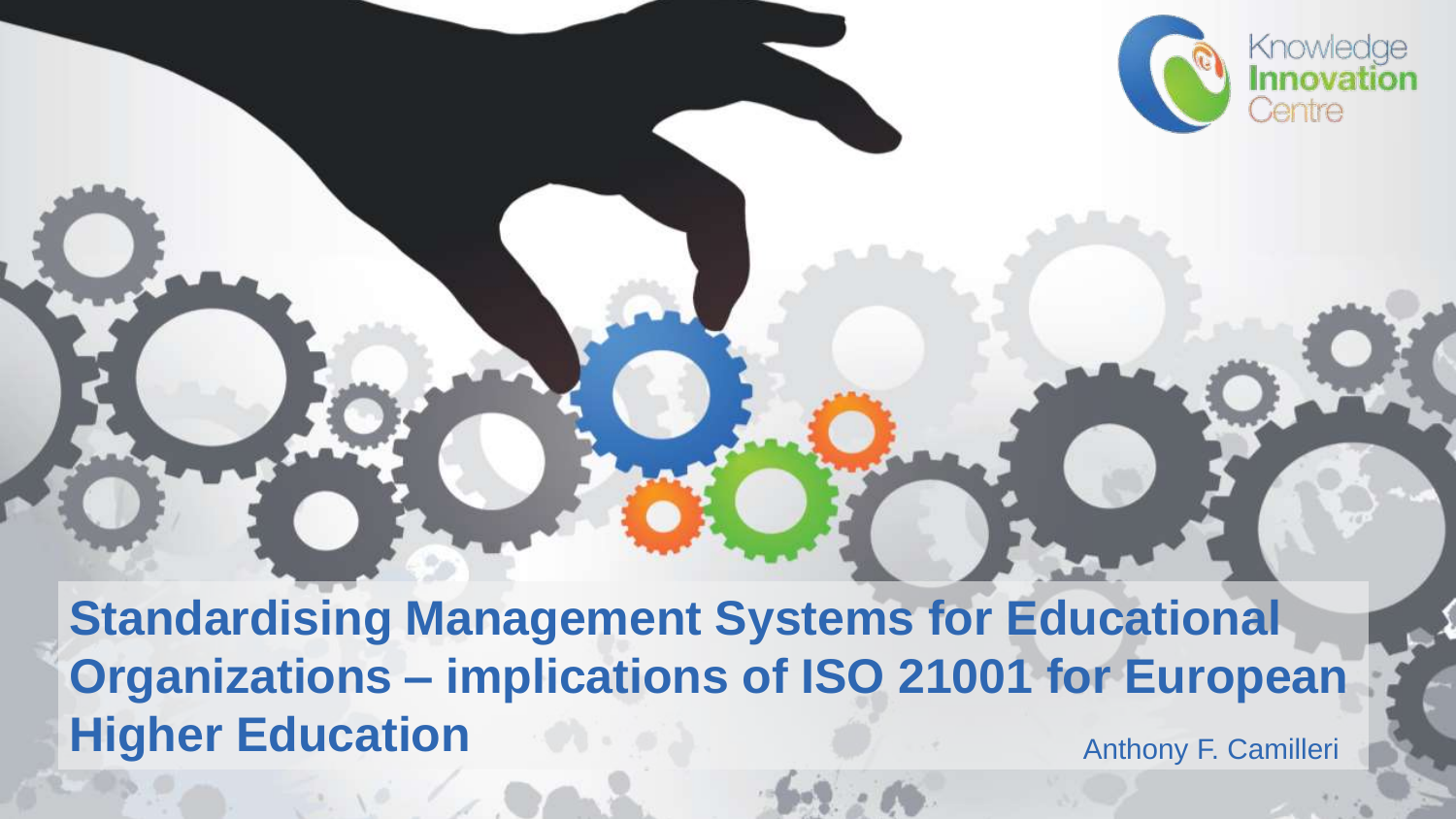Knowledge Innovation Centre

# Standardising Management Systems for Educational Organizations – implications of ISO 21001 for European Higher Education

Anthony F. Camilleri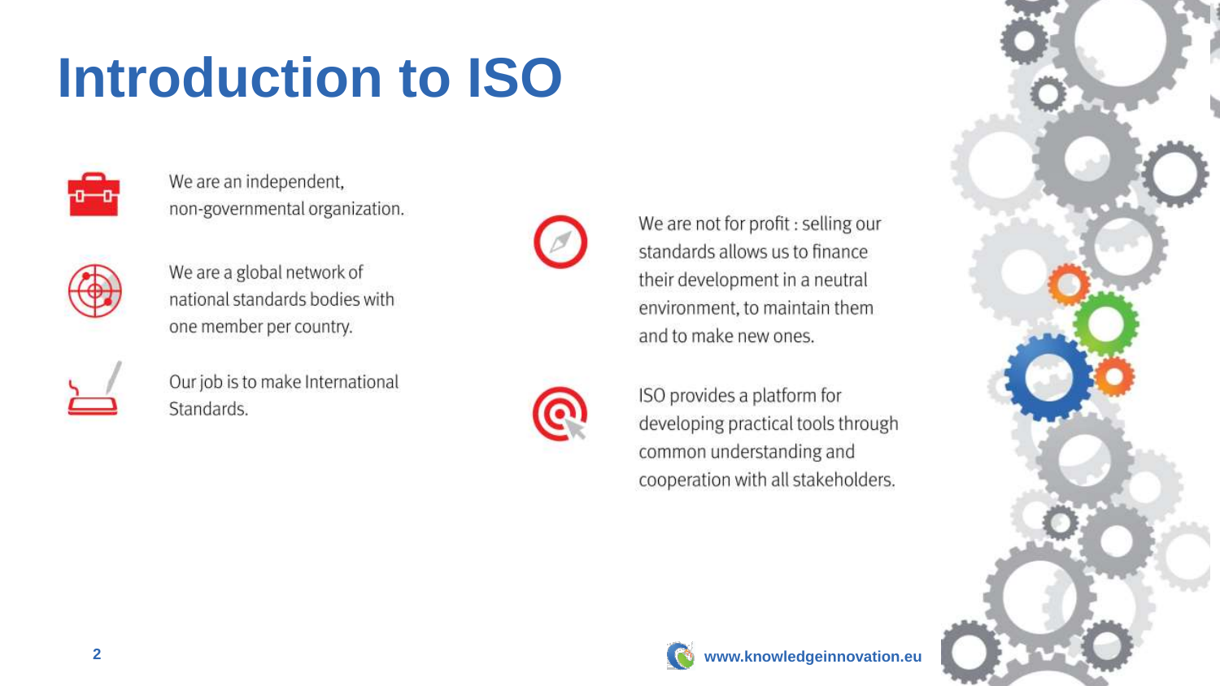# Introduction to ISO

- We are an independent, non-governmental organization.
- We are a global network of national standards bodies with one member per country.
- Our job is to make International Standards.
- We are not for profit : selling our standards allows us to finance their development in a neutral environment, to maintain them and to make new ones.
- ISO provides a platform for developing practical tools through common understanding and cooperation with all stakeholders.

www.knowledgeinnovation.eu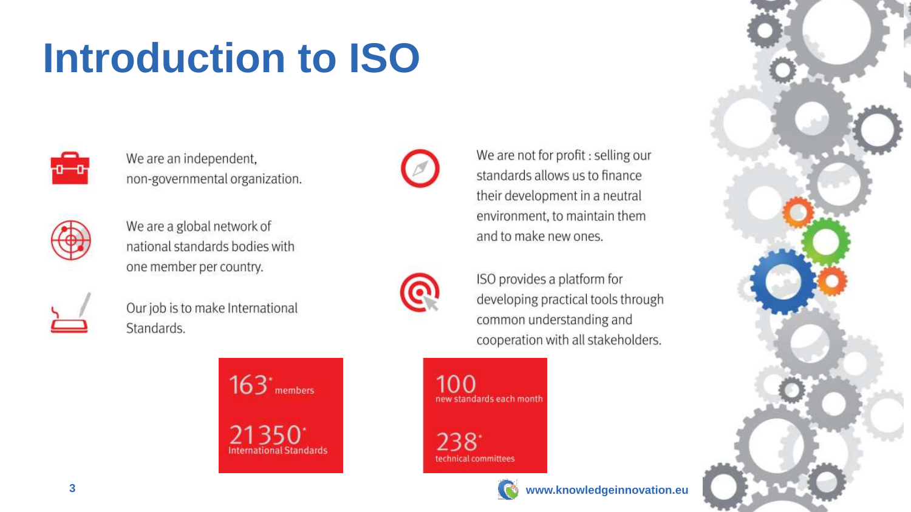# Introduction to ISO

- We are an independent, non-governmental organization.
- We are a global network of national standards bodies with one member per country.
- Our job is to make International Standards.
- We are not for profit : selling our standards allows us to finance their development in a neutral environment, to maintain them and to make new ones.
- ISO provides a platform for developing practical tools through common understanding and cooperation with all stakeholders.

**163*** members

**21350*** International Standards

**100** new standards each month

**238*** technical committees

www.knowledgeinnovation.eu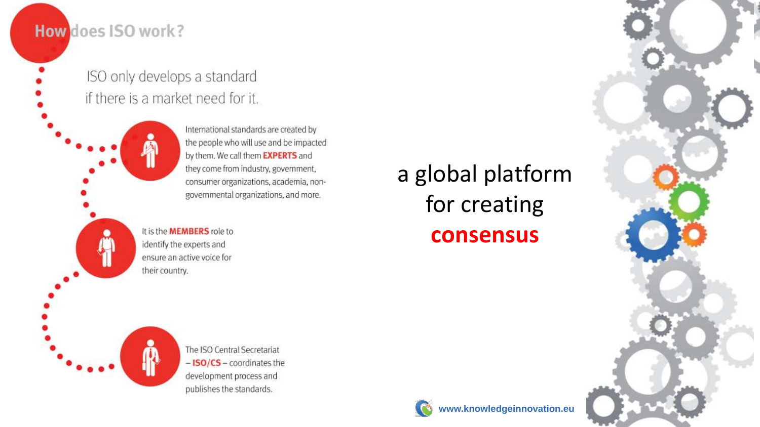# How does ISO work?

ISO only develops a standard if there is a market need for it.

International standards are created by the people who will use and be impacted by them. We call them **EXPERTS** and they come from industry, government, consumer organizations, academia, non-governmental organizations, and more.

It is the **MEMBERS** role to identify the experts and ensure an active voice for their country.

The ISO Central Secretariat – **ISO/CS** – coordinates the development process and publishes the standards.

a global platform for creating **consensus**

www.knowledgeinnovation.eu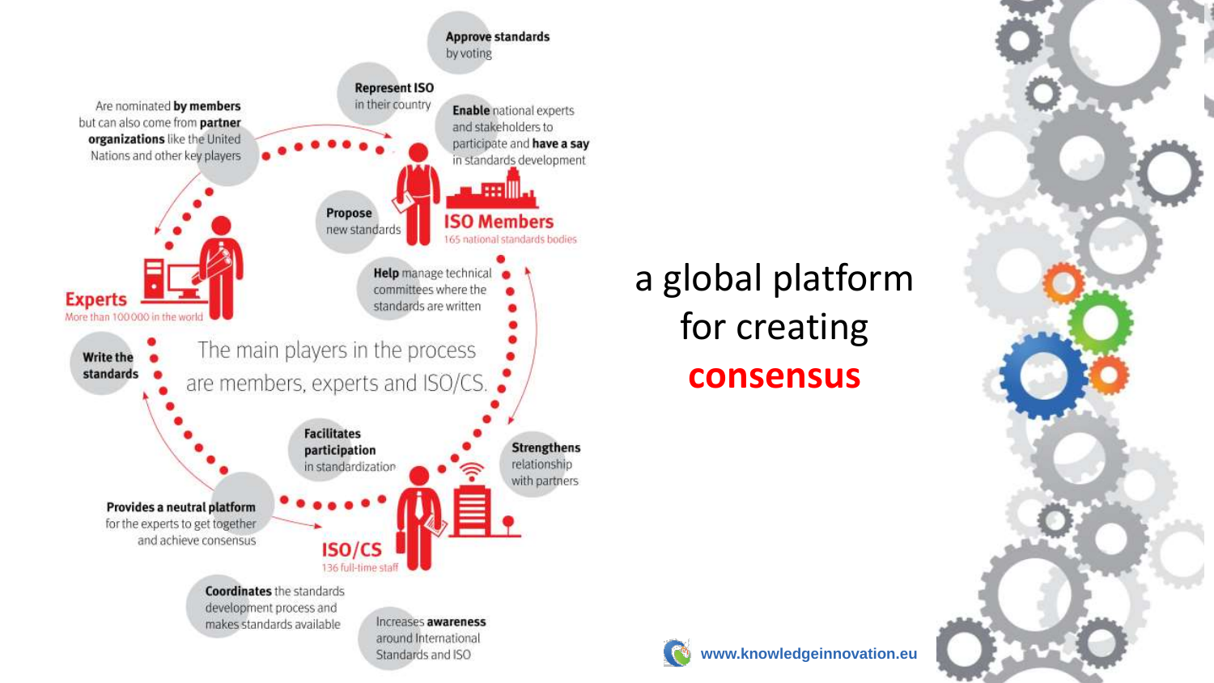The main players in the process are members, experts and ISO/CS.

**ISO Members**
165 national standards bodies

- **Approve** standards by voting
- **Represent ISO** in their country
- **Enable** national experts and stakeholders to participate and **have a say** in standards development
- **Propose** new standards
- **Help** manage technical committees where the standards are written

**Experts**
More than 100 000 in the world

- Are nominated **by members** but can also come from **partner organizations** like the United Nations and other key players
- **Write the standards**

**ISO/CS**
136 full-time staff

- **Facilitates participation** in standardization
- **Strengthens** relationship with partners
- **Provides a neutral platform** for the experts to get together and achieve consensus
- **Coordinates** the standards development process and makes standards available
- Increases **awareness** around International Standards and ISO

a global platform for creating **consensus**

www.knowledgeinnovation.eu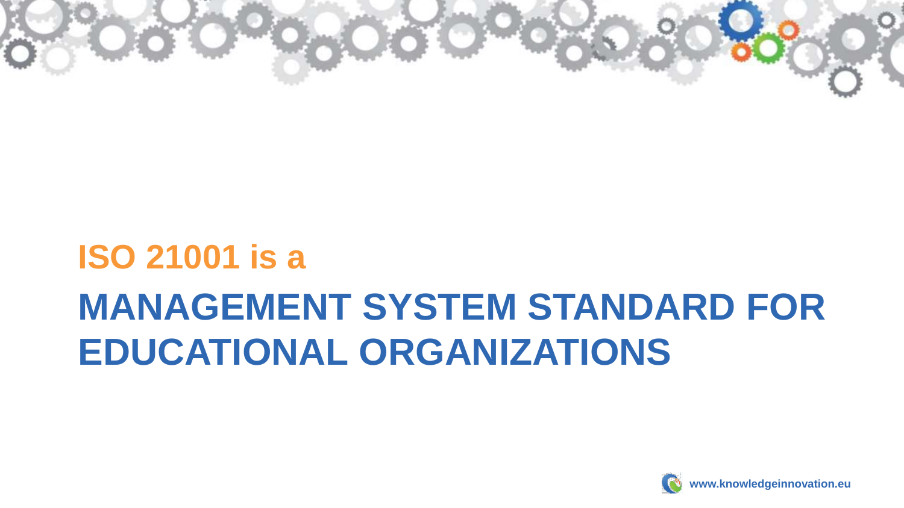ISO 21001 is a

# MANAGEMENT SYSTEM STANDARD FOR EDUCATIONAL ORGANIZATIONS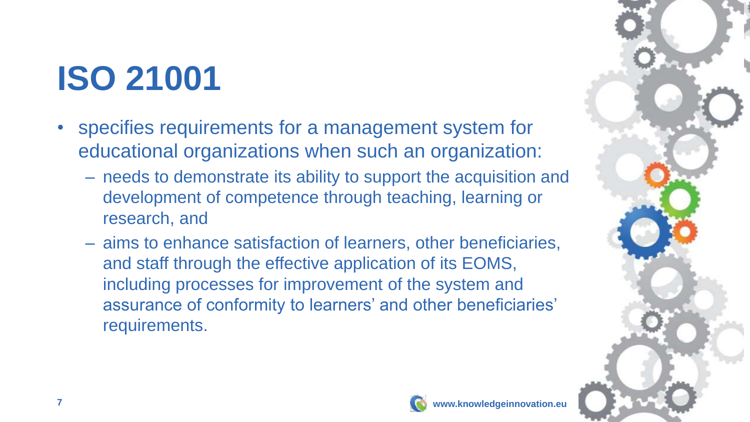# ISO 21001

- specifies requirements for a management system for educational organizations when such an organization:
  - needs to demonstrate its ability to support the acquisition and development of competence through teaching, learning or research, and
  - aims to enhance satisfaction of learners, other beneficiaries, and staff through the effective application of its EOMS, including processes for improvement of the system and assurance of conformity to learners' and other beneficiaries' requirements.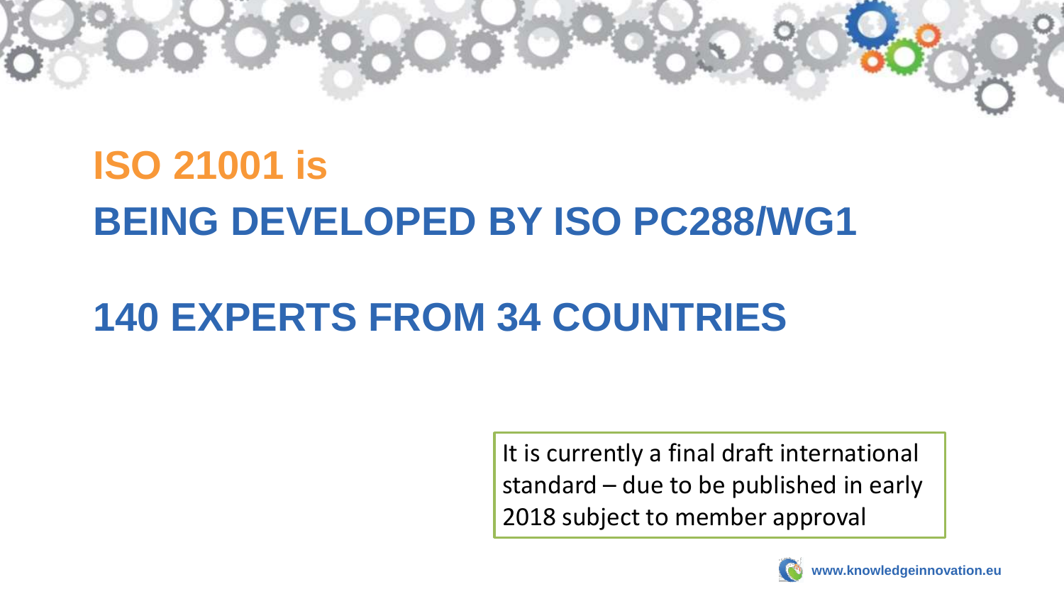# ISO 21001 is

# BEING DEVELOPED BY ISO PC288/WG1

# 140 EXPERTS FROM 34 COUNTRIES

It is currently a final draft international standard – due to be published in early 2018 subject to member approval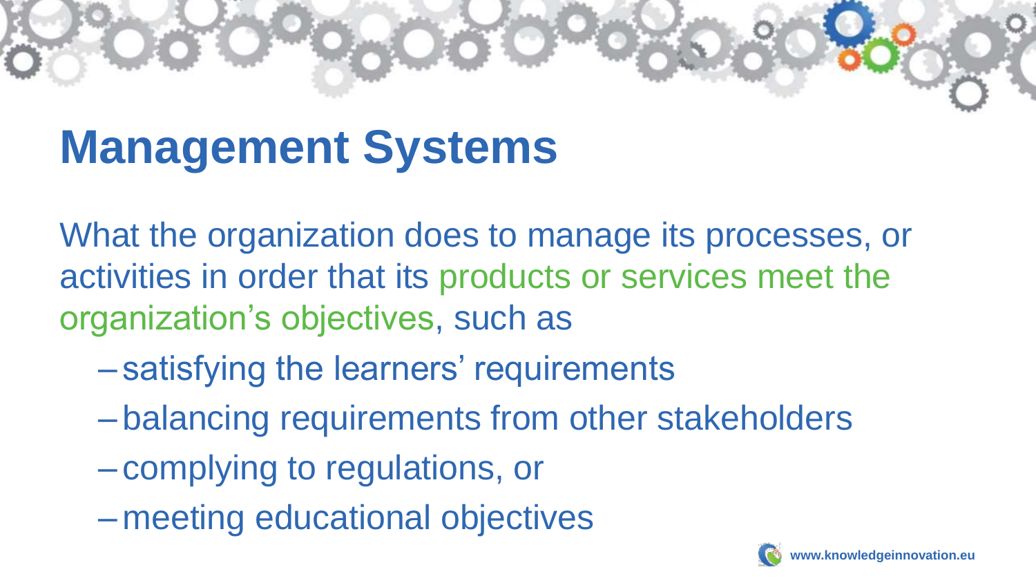# Management Systems

What the organization does to manage its processes, or activities in order that its products or services meet the organization's objectives, such as

- satisfying the learners' requirements
- balancing requirements from other stakeholders
- complying to regulations, or
- meeting educational objectives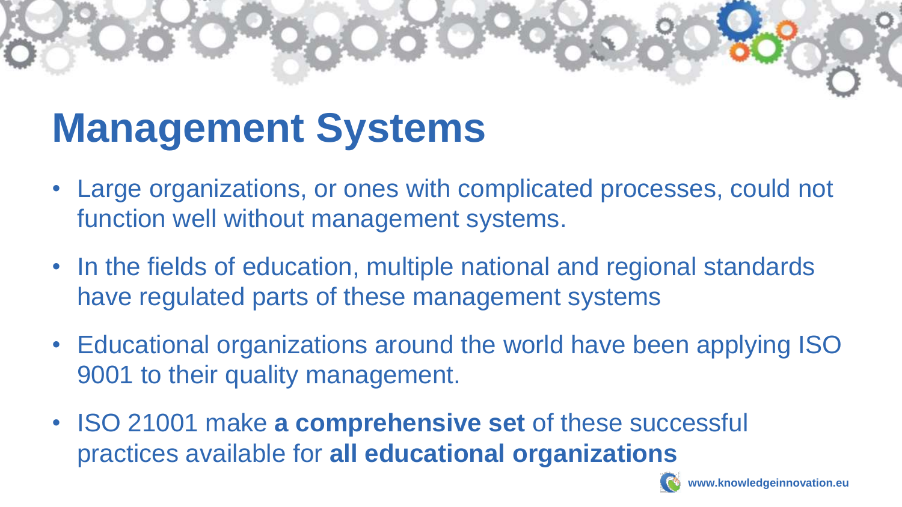# Management Systems

- Large organizations, or ones with complicated processes, could not function well without management systems.
- In the fields of education, multiple national and regional standards have regulated parts of these management systems
- Educational organizations around the world have been applying ISO 9001 to their quality management.
- ISO 21001 make **a comprehensive set** of these successful practices available for **all educational organizations**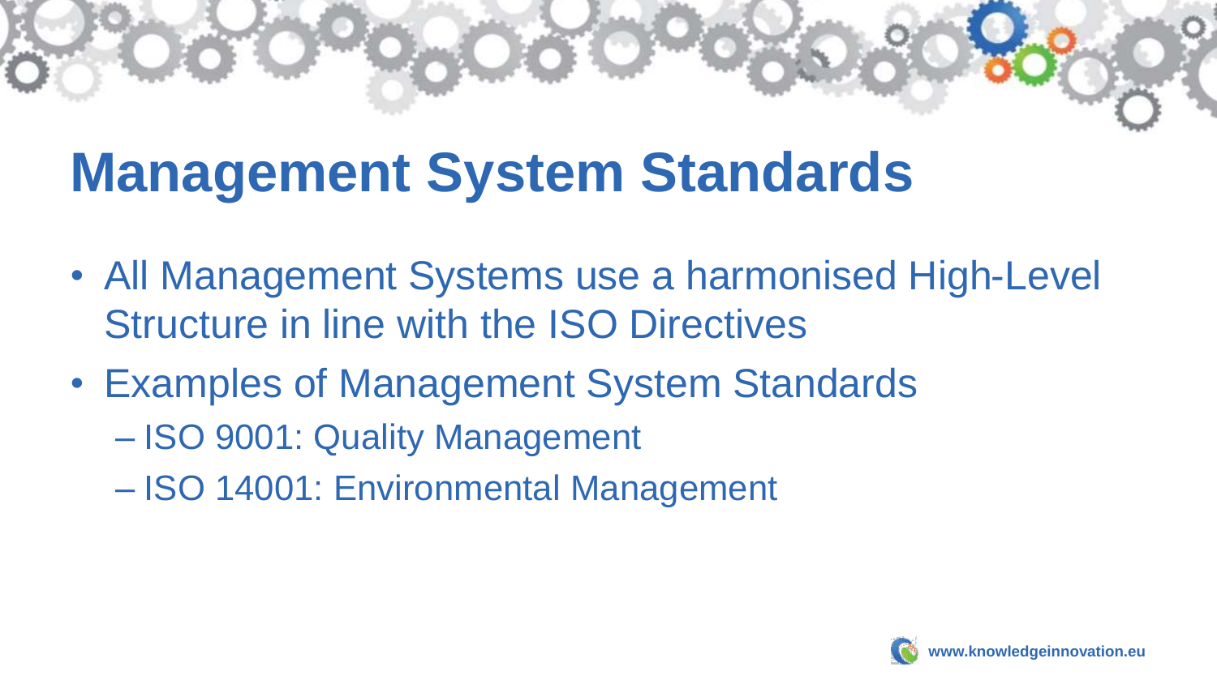# Management System Standards

- All Management Systems use a harmonised High-Level Structure in line with the ISO Directives
- Examples of Management System Standards
  - ISO 9001: Quality Management
  - ISO 14001: Environmental Management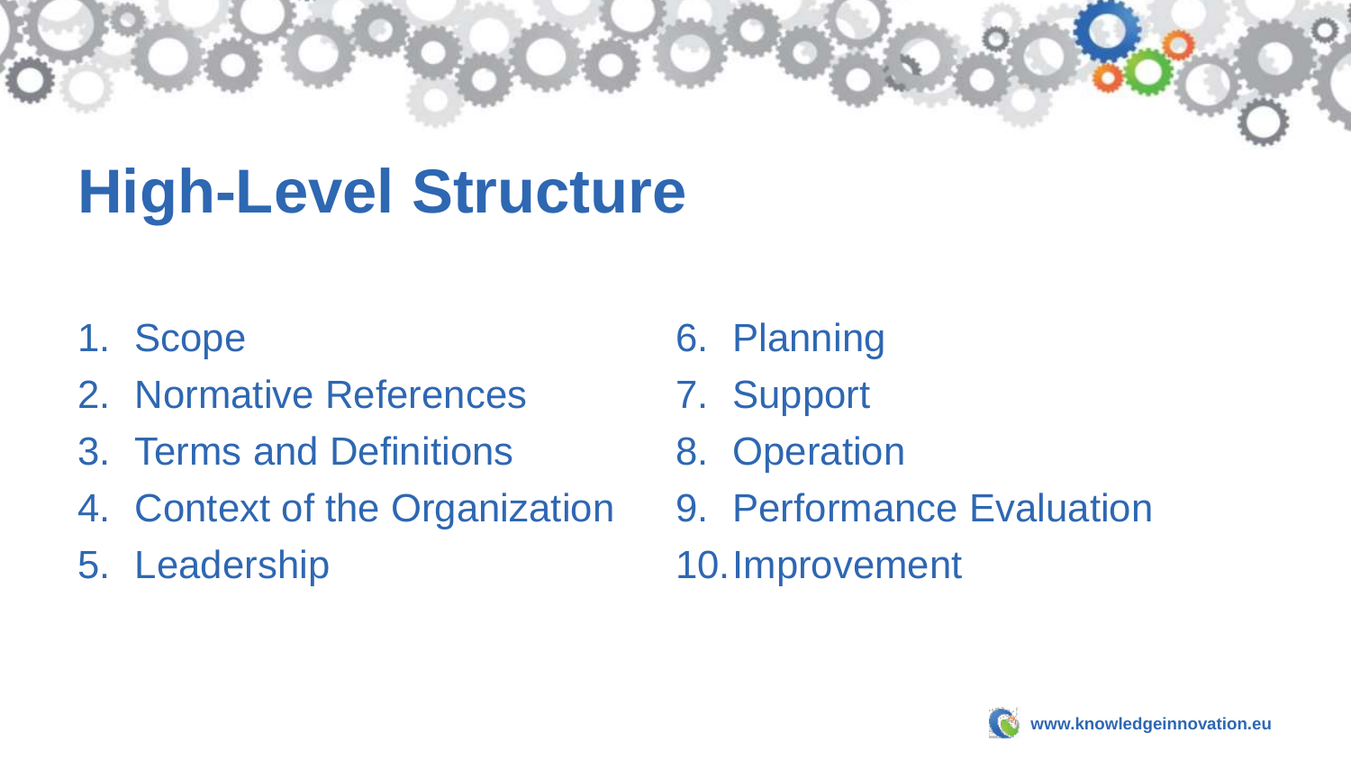# High-Level Structure

1. Scope
2. Normative References
3. Terms and Definitions
4. Context of the Organization
5. Leadership
6. Planning
7. Support
8. Operation
9. Performance Evaluation
10. Improvement

www.knowledgeinnovation.eu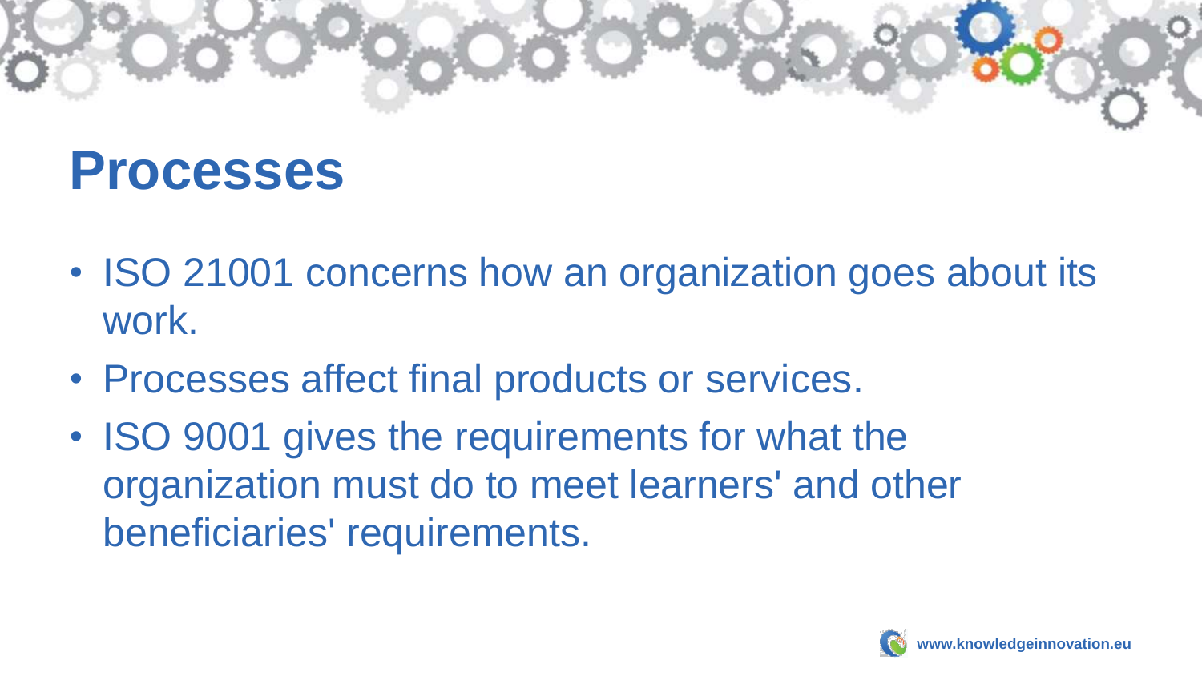# Processes

- ISO 21001 concerns how an organization goes about its work.
- Processes affect final products or services.
- ISO 9001 gives the requirements for what the organization must do to meet learners' and other beneficiaries' requirements.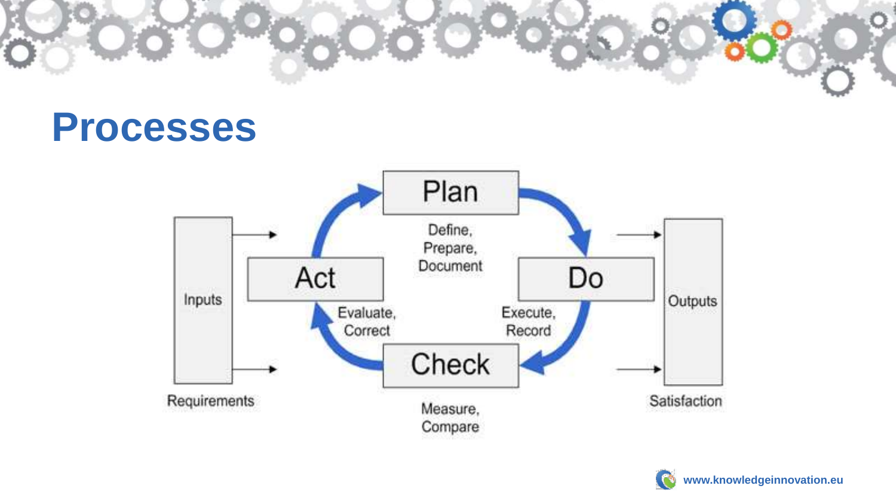# Processes

Plan

Define, Prepare, Document

Do

Execute, Record

Check

Measure, Compare

Act

Evaluate, Correct

Inputs

Requirements

Outputs

Satisfaction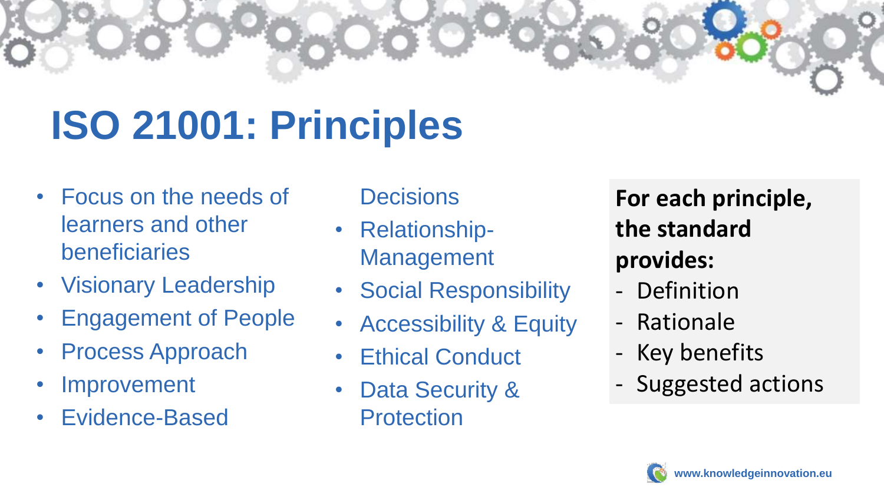# ISO 21001: Principles

- Focus on the needs of learners and other beneficiaries
- Visionary Leadership
- Engagement of People
- Process Approach
- Improvement
- Evidence-Based Decisions
- Relationship-Management
- Social Responsibility
- Accessibility & Equity
- Ethical Conduct
- Data Security & Protection

**For each principle, the standard provides:**

- Definition
- Rationale
- Key benefits
- Suggested actions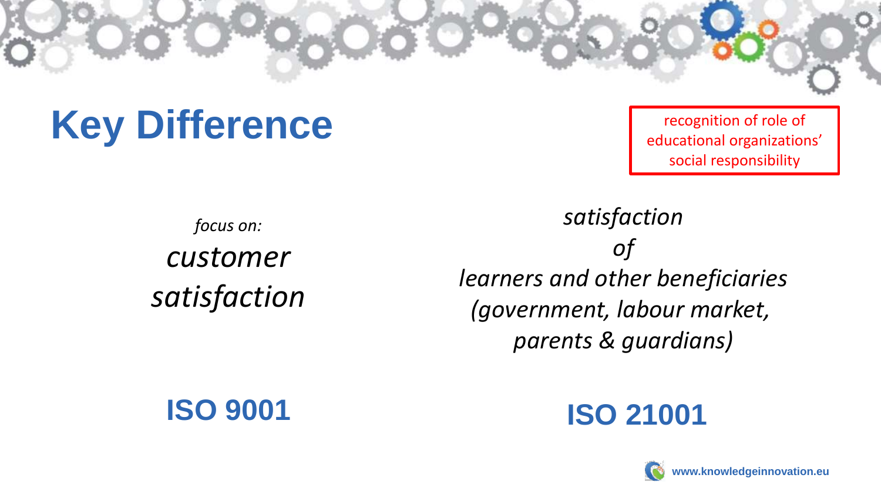# Key Difference

recognition of role of educational organizations' social responsibility

*focus on:*
*customer satisfaction*

**ISO 9001**

*satisfaction of learners and other beneficiaries (government, labour market, parents & guardians)*

**ISO 21001**

www.knowledgeinnovation.eu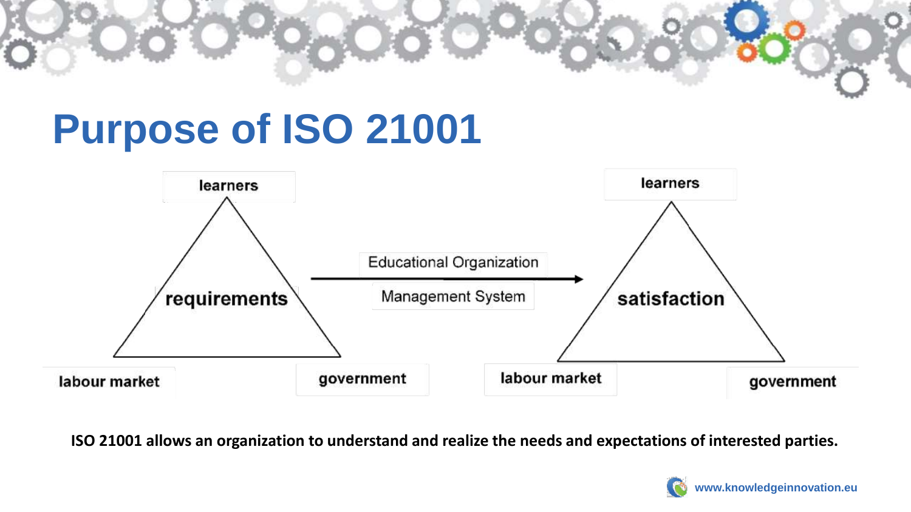# Purpose of ISO 21001

learners

requirements

labour market

government

Educational Organization

Management System

learners

satisfaction

labour market

government

**ISO 21001 allows an organization to understand and realize the needs and expectations of interested parties.**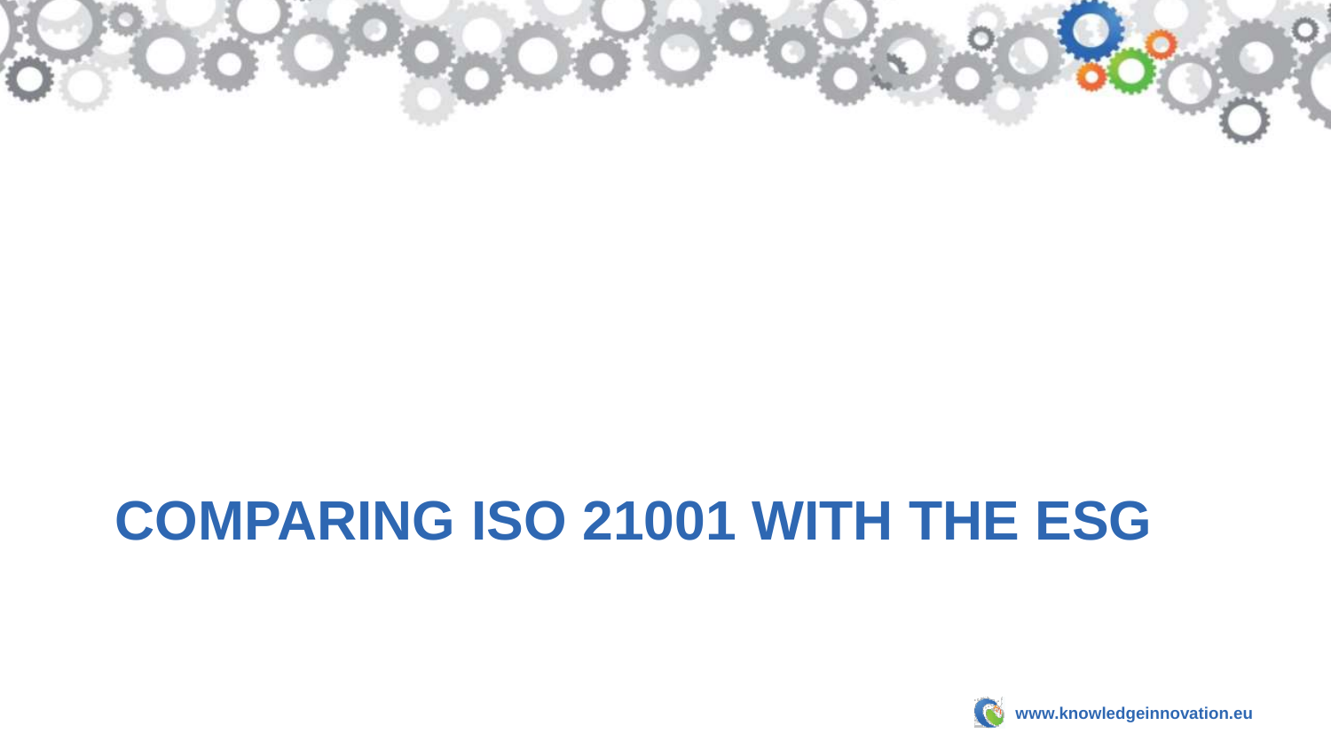# COMPARING ISO 21001 WITH THE ESG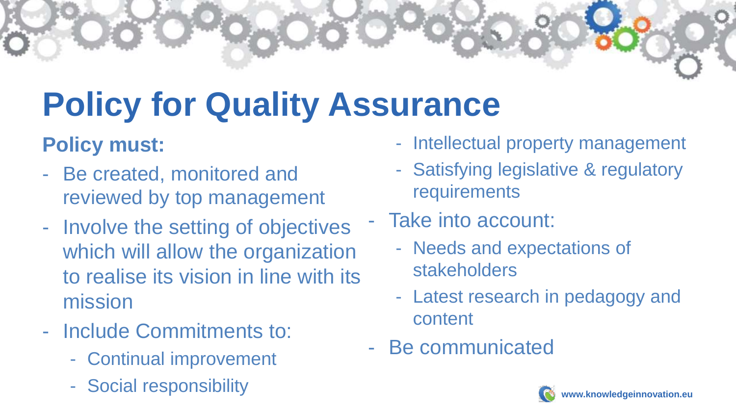# Policy for Quality Assurance

**Policy must:**

- Be created, monitored and reviewed by top management
- Involve the setting of objectives which will allow the organization to realise its vision in line with its mission
- Include Commitments to:
  - Continual improvement
  - Social responsibility
  - Intellectual property management
  - Satisfying legislative & regulatory requirements
- Take into account:
  - Needs and expectations of stakeholders
  - Latest research in pedagogy and content
- Be communicated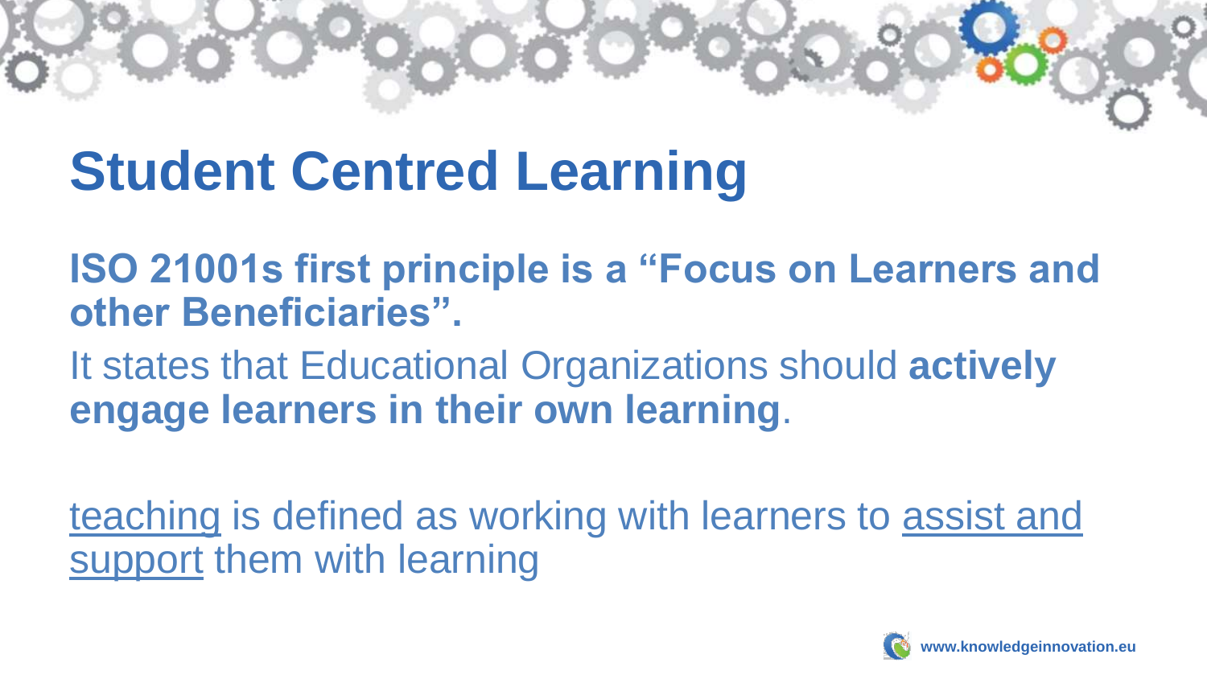# Student Centred Learning

**ISO 21001s first principle is a “Focus on Learners and other Beneficiaries”.**

It states that Educational Organizations should **actively engage learners in their own learning**.

teaching is defined as working with learners to assist and support them with learning

www.knowledgeinnovation.eu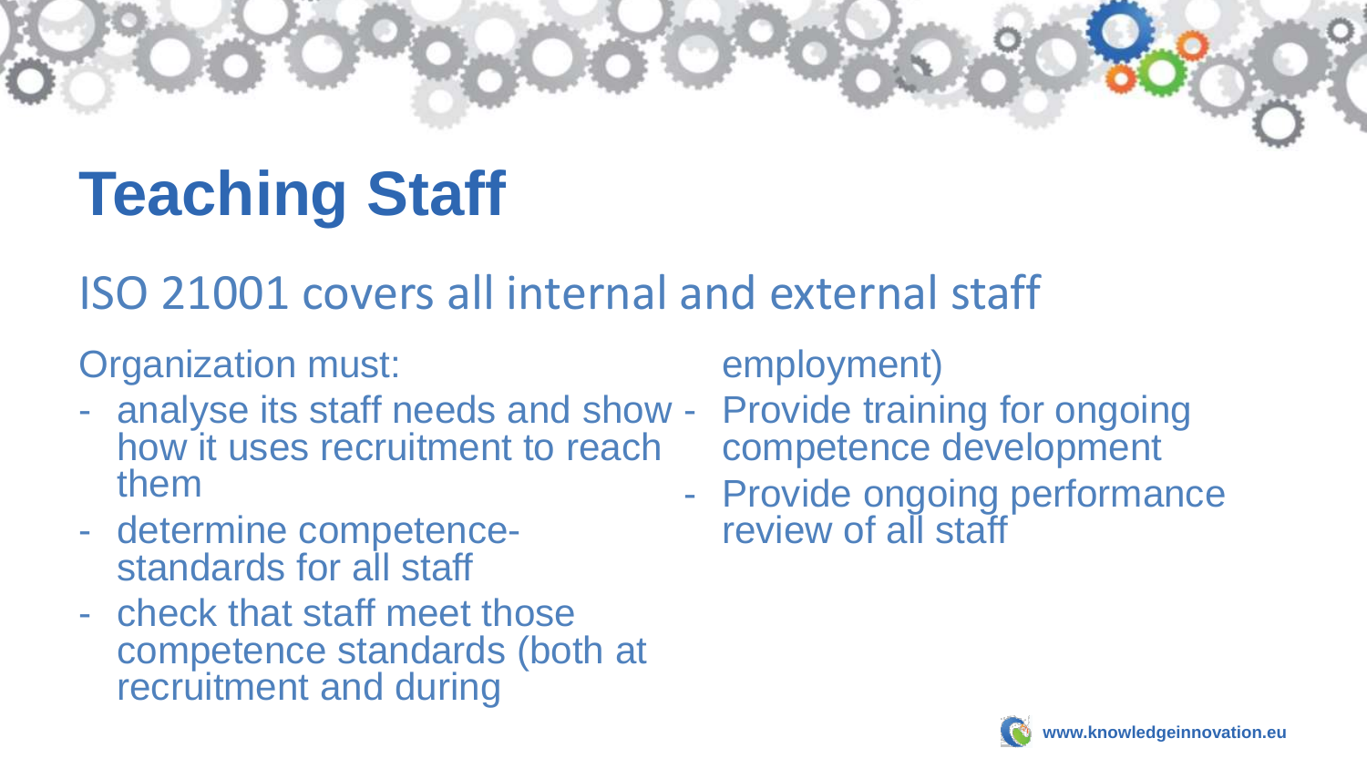# Teaching Staff

## ISO 21001 covers all internal and external staff

Organization must:

- analyse its staff needs and show how it uses recruitment to reach them
- determine competence-standards for all staff
- check that staff meet those competence standards (both at recruitment and during employment)
- Provide training for ongoing competence development
- Provide ongoing performance review of all staff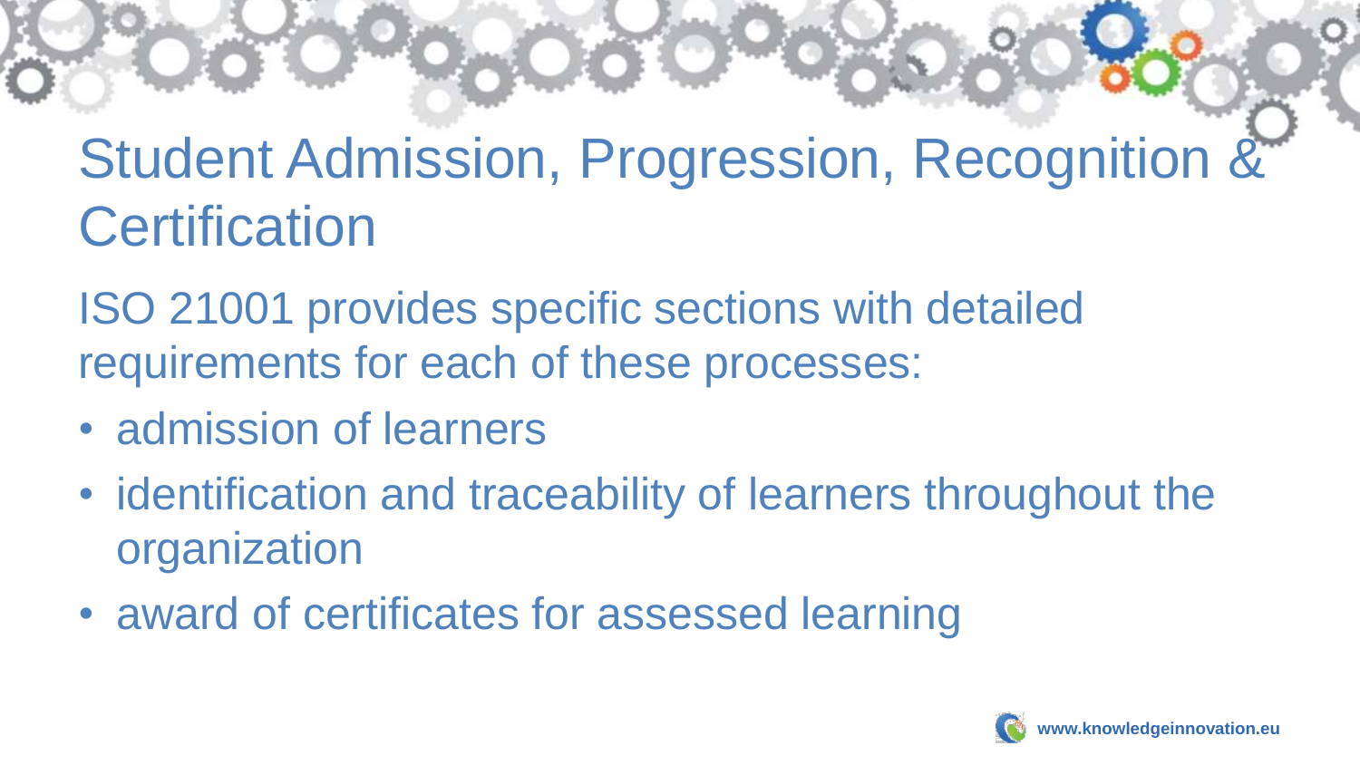# Student Admission, Progression, Recognition & Certification

ISO 21001 provides specific sections with detailed requirements for each of these processes:

- admission of learners
- identification and traceability of learners throughout the organization
- award of certificates for assessed learning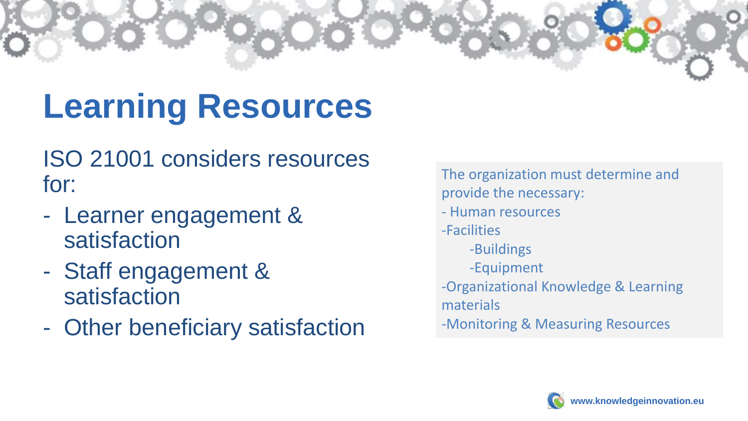# Learning Resources

ISO 21001 considers resources for:

- Learner engagement & satisfaction
- Staff engagement & satisfaction
- Other beneficiary satisfaction

The organization must determine and provide the necessary:

- Human resources
- Facilities
    - Buildings
    - Equipment
- Organizational Knowledge & Learning materials
- Monitoring & Measuring Resources

www.knowledgeinnovation.eu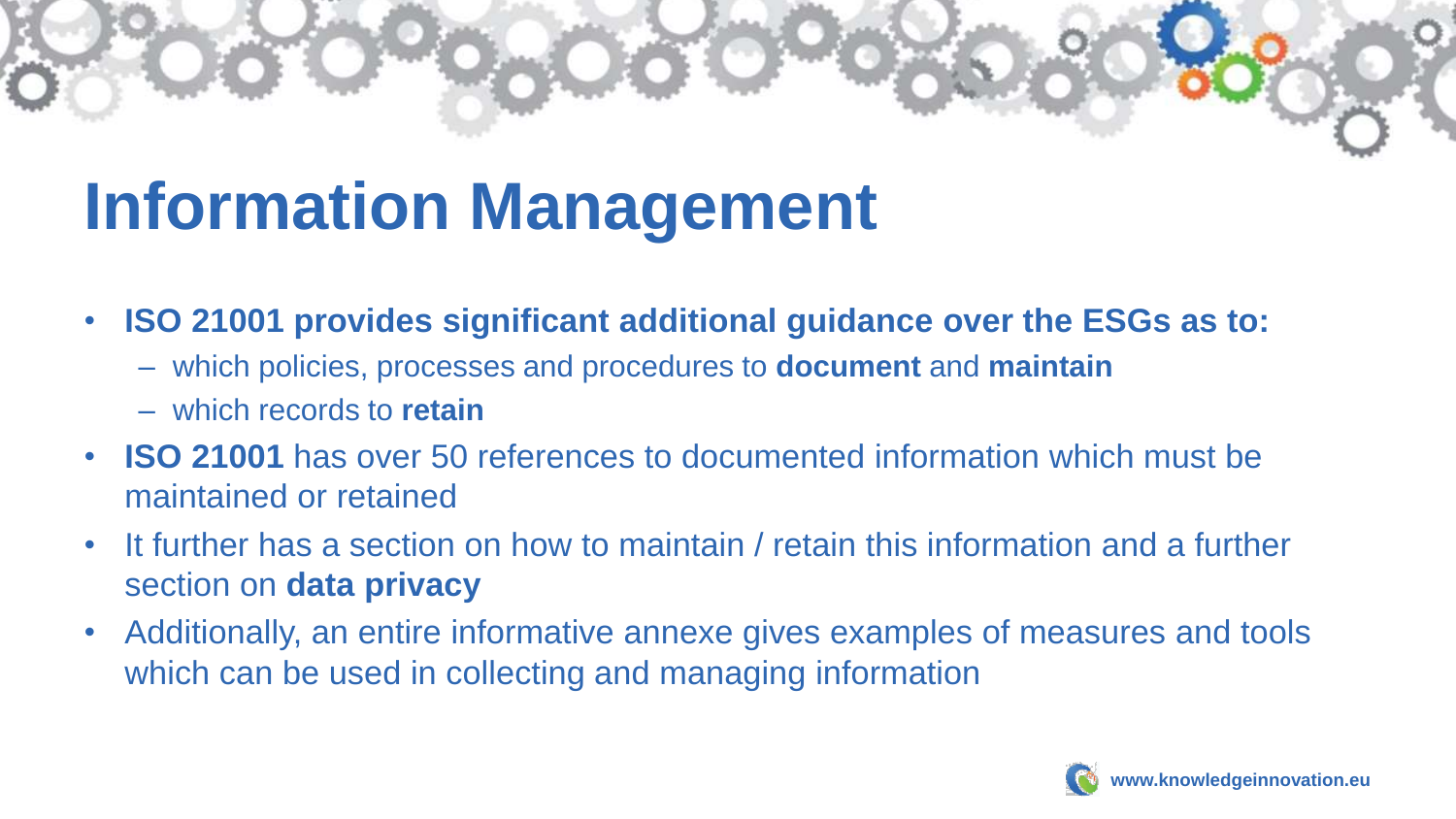# Information Management

- **ISO 21001 provides significant additional guidance over the ESGs as to:**
  - which policies, processes and procedures to **document** and **maintain**
  - which records to **retain**
- **ISO 21001** has over 50 references to documented information which must be maintained or retained
- It further has a section on how to maintain / retain this information and a further section on **data privacy**
- Additionally, an entire informative annexe gives examples of measures and tools which can be used in collecting and managing information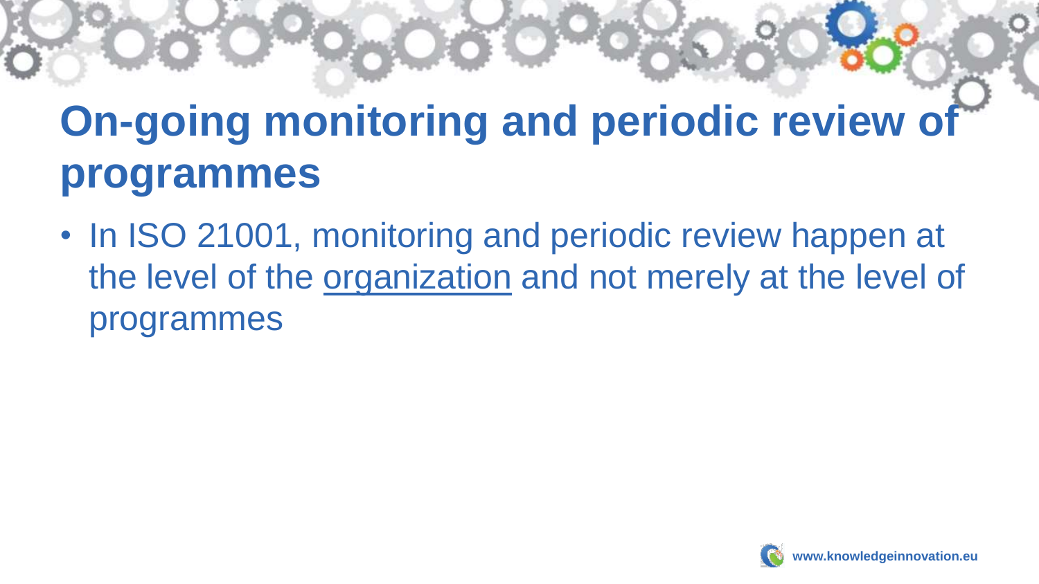# On-going monitoring and periodic review of programmes

- In ISO 21001, monitoring and periodic review happen at the level of the <u>organization</u> and not merely at the level of programmes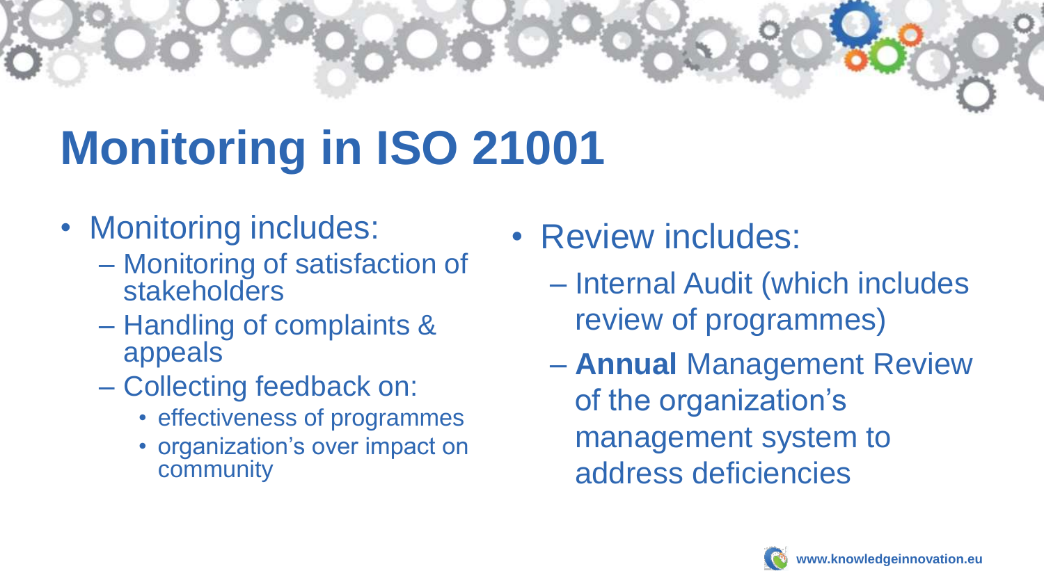# Monitoring in ISO 21001

- Monitoring includes:
  - Monitoring of satisfaction of stakeholders
  - Handling of complaints & appeals
  - Collecting feedback on:
    - effectiveness of programmes
    - organization's over impact on community
- Review includes:
  - Internal Audit (which includes review of programmes)
  - **Annual** Management Review of the organization's management system to address deficiencies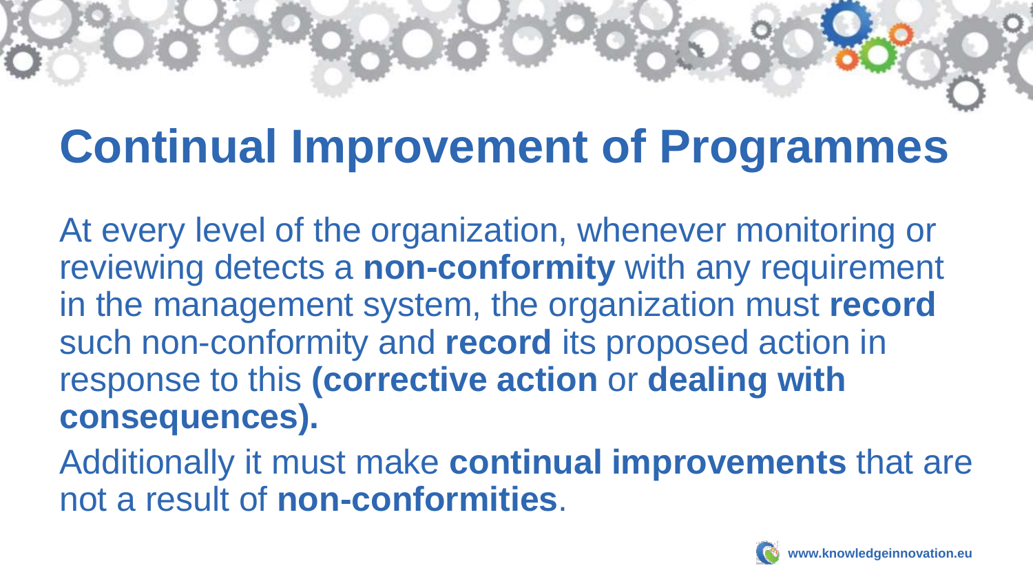# Continual Improvement of Programmes

At every level of the organization, whenever monitoring or reviewing detects a **non-conformity** with any requirement in the management system, the organization must **record** such non-conformity and **record** its proposed action in response to this **(corrective action** or **dealing with consequences).**

Additionally it must make **continual improvements** that are not a result of **non-conformities**.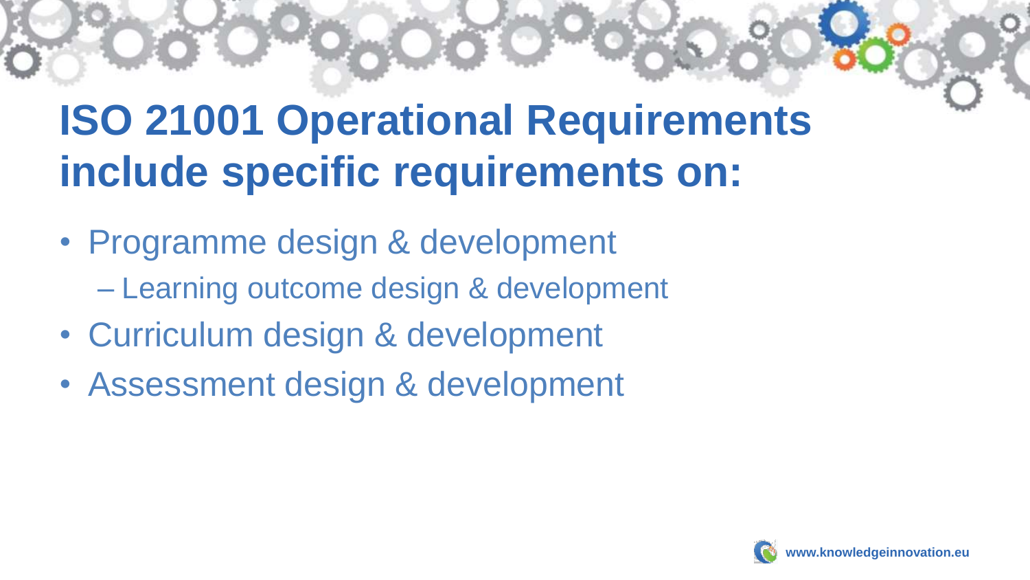# ISO 21001 Operational Requirements include specific requirements on:

- Programme design & development
  - Learning outcome design & development
- Curriculum design & development
- Assessment design & development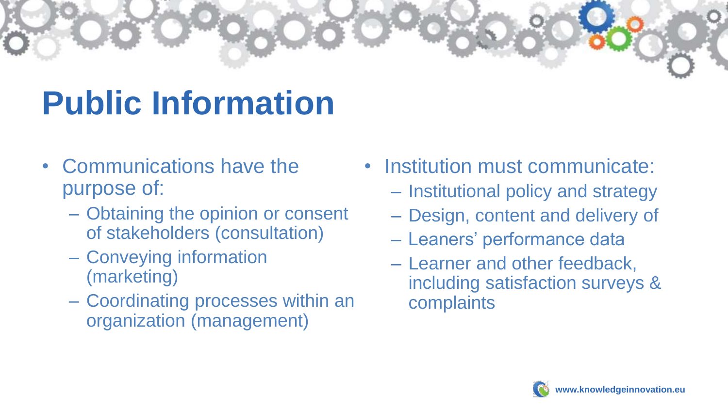# Public Information

- Communications have the purpose of:
  - Obtaining the opinion or consent of stakeholders (consultation)
  - Conveying information (marketing)
  - Coordinating processes within an organization (management)

- Institution must communicate:
  - Institutional policy and strategy
  - Design, content and delivery of
  - Leaners' performance data
  - Learner and other feedback, including satisfaction surveys & complaints

www.knowledgeinnovation.eu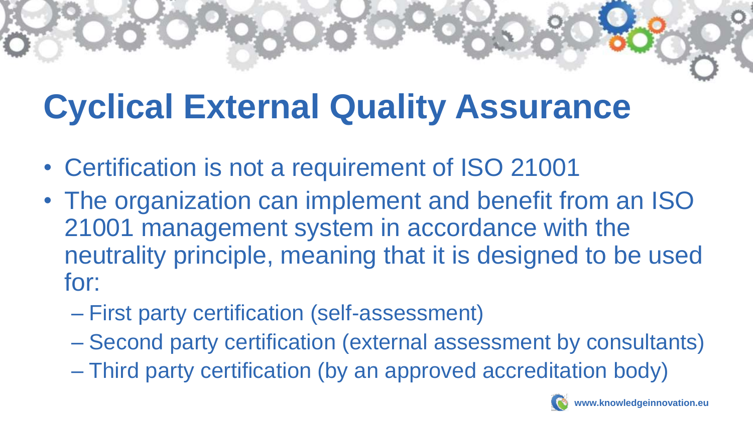# Cyclical External Quality Assurance

- Certification is not a requirement of ISO 21001
- The organization can implement and benefit from an ISO 21001 management system in accordance with the neutrality principle, meaning that it is designed to be used for:
  - First party certification (self-assessment)
  - Second party certification (external assessment by consultants)
  - Third party certification (by an approved accreditation body)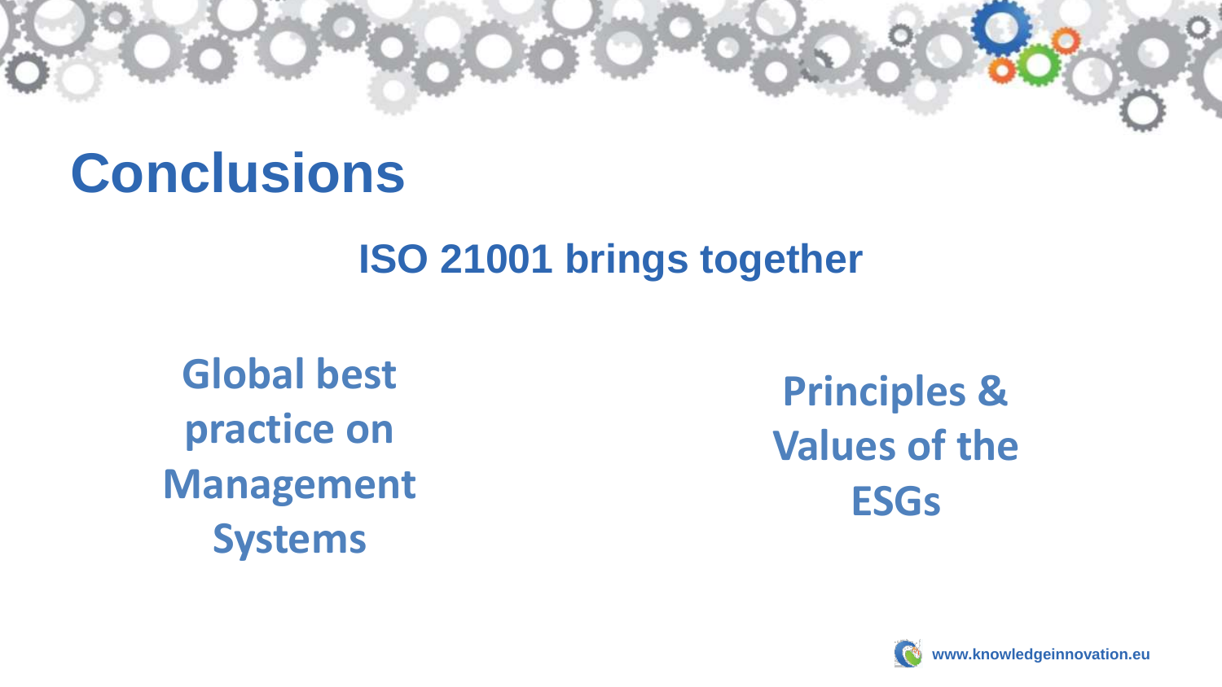# Conclusions

## ISO 21001 brings together

**Global best practice on Management Systems**

**Principles & Values of the ESGs**

www.knowledgeinnovation.eu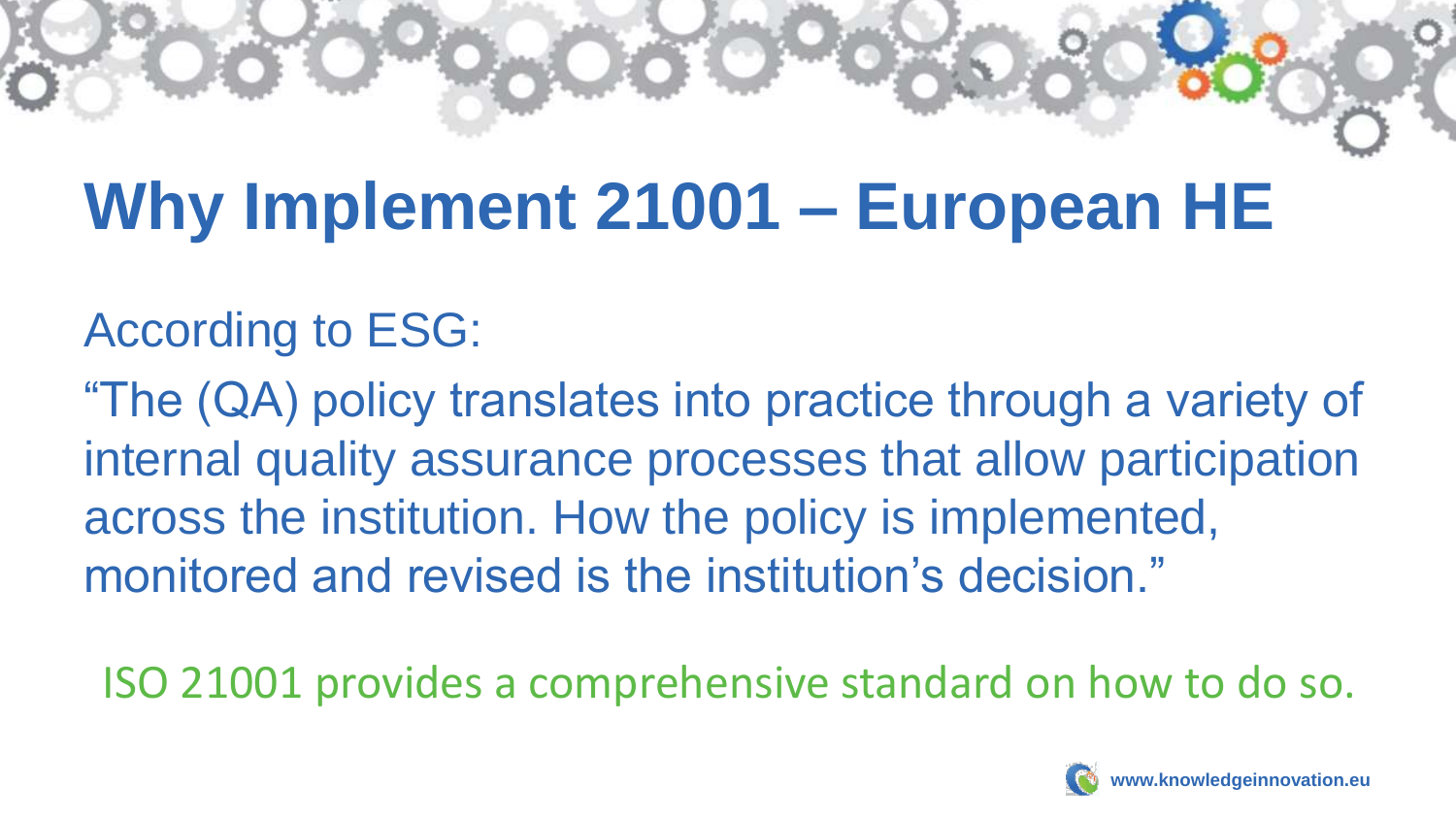# Why Implement 21001 – European HE

According to ESG:

"The (QA) policy translates into practice through a variety of internal quality assurance processes that allow participation across the institution. How the policy is implemented, monitored and revised is the institution's decision."

ISO 21001 provides a comprehensive standard on how to do so.

www.knowledgeinnovation.eu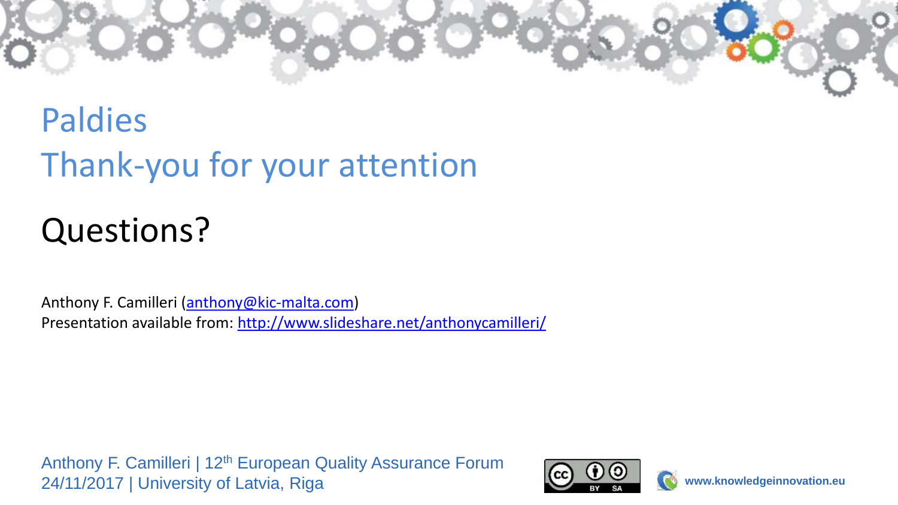# Paldies
# Thank-you for your attention

## Questions?

Anthony F. Camilleri (anthony@kic-malta.com)
Presentation available from: http://www.slideshare.net/anthonycamilleri/

Anthony F. Camilleri | 12th European Quality Assurance Forum
24/11/2017 | University of Latvia, Riga

www.knowledgeinnovation.eu